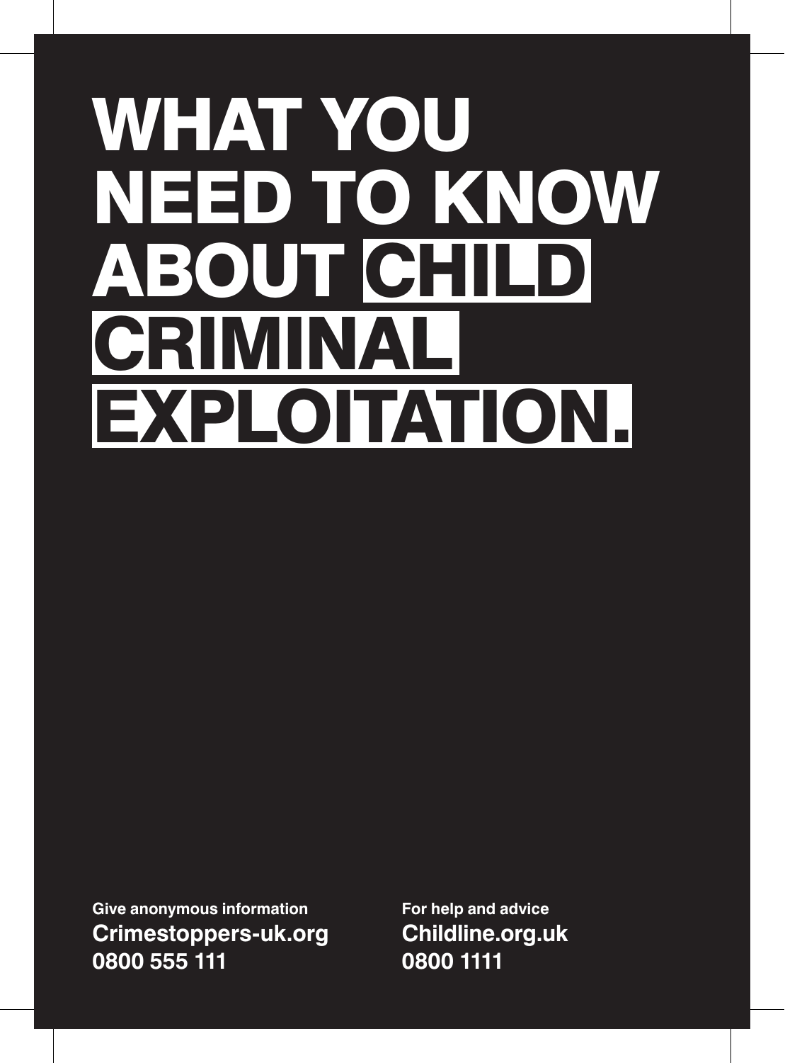# WHAT YOU NEED TO KNOW ABOUT CHILD CRIMINAL EXPLOITATION.

**Give anonymous information**
**Crimestoppers-uk.org**
**0800 555 111**

**For help and advice**
**Childline.org.uk**
**0800 1111**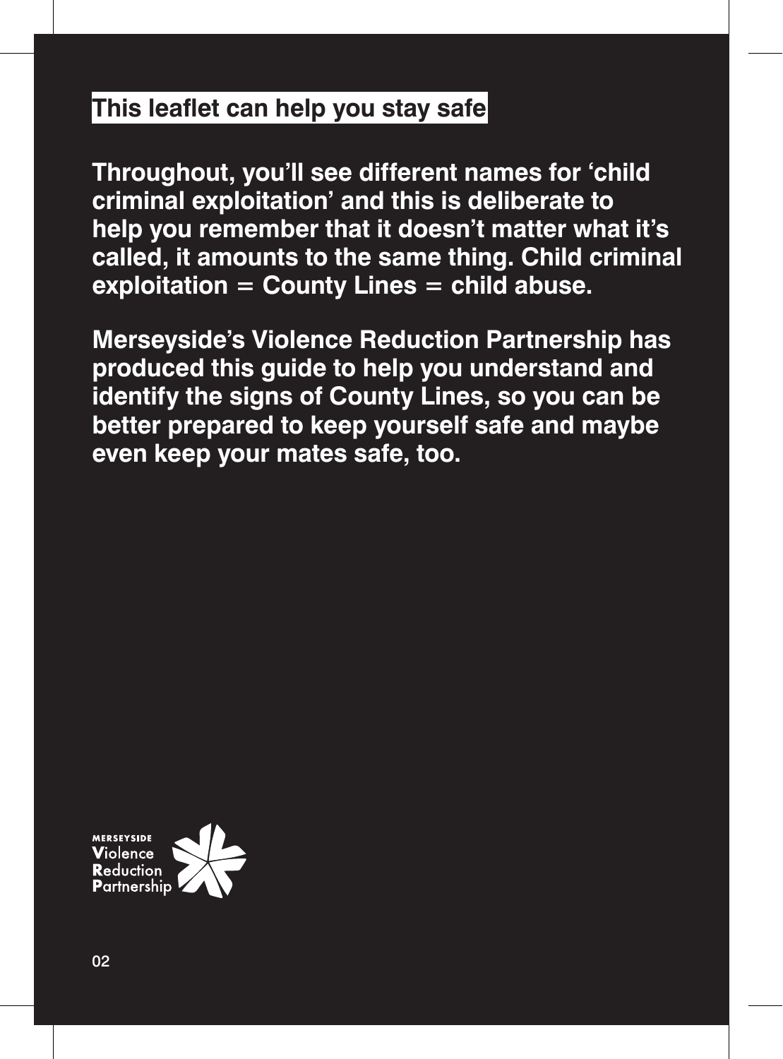## This leaflet can help you stay safe

**Throughout, you'll see different names for 'child criminal exploitation' and this is deliberate to help you remember that it doesn't matter what it's called, it amounts to the same thing. Child criminal exploitation = County Lines = child abuse.**

**Merseyside's Violence Reduction Partnership has produced this guide to help you understand and identify the signs of County Lines, so you can be better prepared to keep yourself safe and maybe even keep your mates safe, too.**

MERSEYSIDE Violence Reduction Partnership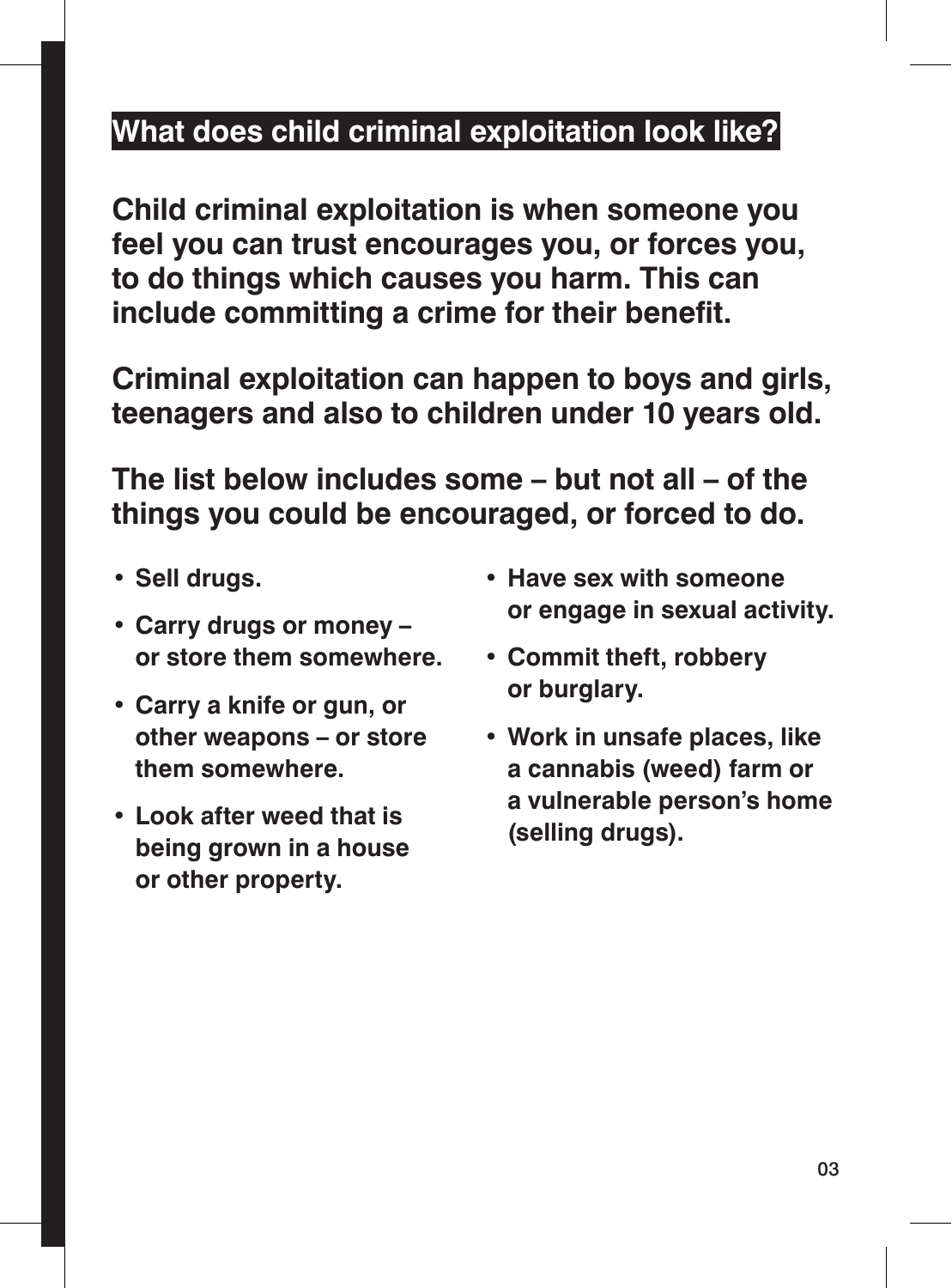## What does child criminal exploitation look like?

**Child criminal exploitation is when someone you feel you can trust encourages you, or forces you, to do things which causes you harm. This can include committing a crime for their benefit.**

**Criminal exploitation can happen to boys and girls, teenagers and also to children under 10 years old.**

**The list below includes some – but not all – of the things you could be encouraged, or forced to do.**

- **Sell drugs.**
- **Carry drugs or money – or store them somewhere.**
- **Carry a knife or gun, or other weapons – or store them somewhere.**
- **Look after weed that is being grown in a house or other property.**
- **Have sex with someone or engage in sexual activity.**
- **Commit theft, robbery or burglary.**
- **Work in unsafe places, like a cannabis (weed) farm or a vulnerable person's home (selling drugs).**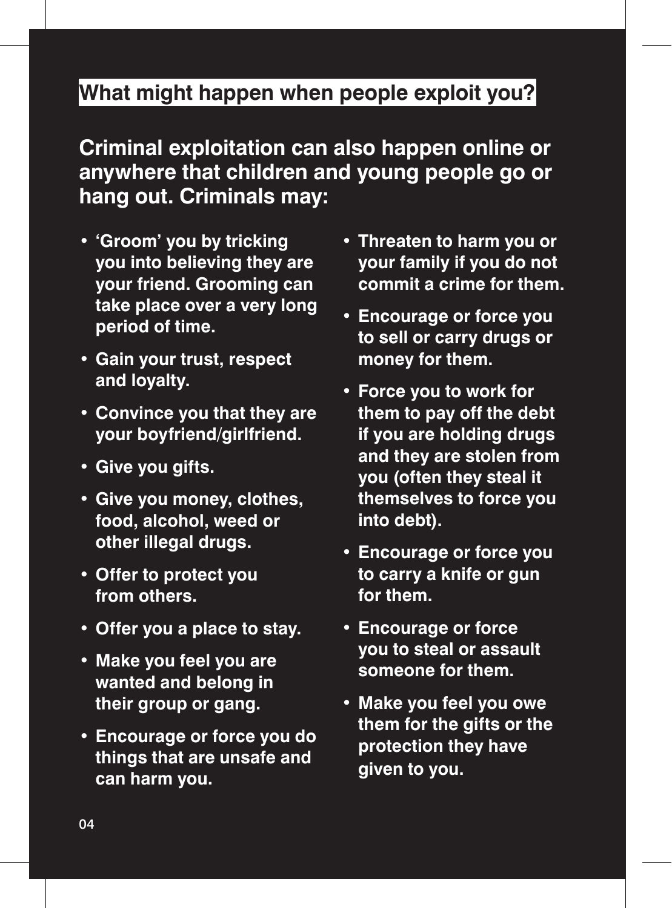## What might happen when people exploit you?

**Criminal exploitation can also happen online or anywhere that children and young people go or hang out. Criminals may:**

- 'Groom' you by tricking you into believing they are your friend. Grooming can take place over a very long period of time.
- Gain your trust, respect and loyalty.
- Convince you that they are your boyfriend/girlfriend.
- Give you gifts.
- Give you money, clothes, food, alcohol, weed or other illegal drugs.
- Offer to protect you from others.
- Offer you a place to stay.
- Make you feel you are wanted and belong in their group or gang.
- Encourage or force you do things that are unsafe and can harm you.
- Threaten to harm you or your family if you do not commit a crime for them.
- Encourage or force you to sell or carry drugs or money for them.
- Force you to work for them to pay off the debt if you are holding drugs and they are stolen from you (often they steal it themselves to force you into debt).
- Encourage or force you to carry a knife or gun for them.
- Encourage or force you to steal or assault someone for them.
- Make you feel you owe them for the gifts or the protection they have given to you.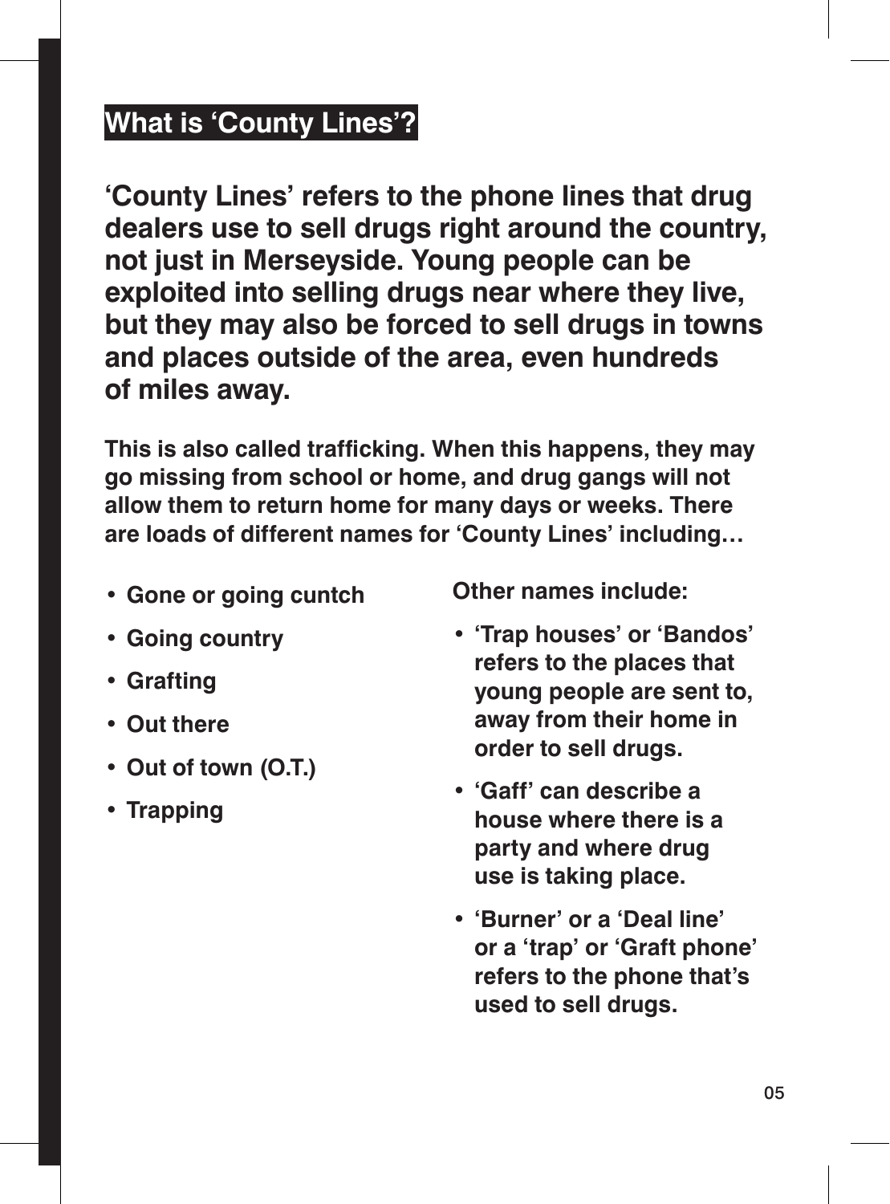## What is 'County Lines'?

**'County Lines' refers to the phone lines that drug dealers use to sell drugs right around the country, not just in Merseyside. Young people can be exploited into selling drugs near where they live, but they may also be forced to sell drugs in towns and places outside of the area, even hundreds of miles away.**

**This is also called trafficking. When this happens, they may go missing from school or home, and drug gangs will not allow them to return home for many days or weeks. There are loads of different names for 'County Lines' including…**

- **Gone or going cuntch**
- **Going country**
- **Grafting**
- **Out there**
- **Out of town (O.T.)**
- **Trapping**

**Other names include:**

- **'Trap houses' or 'Bandos' refers to the places that young people are sent to, away from their home in order to sell drugs.**
- **'Gaff' can describe a house where there is a party and where drug use is taking place.**
- **'Burner' or a 'Deal line' or a 'trap' or 'Graft phone' refers to the phone that's used to sell drugs.**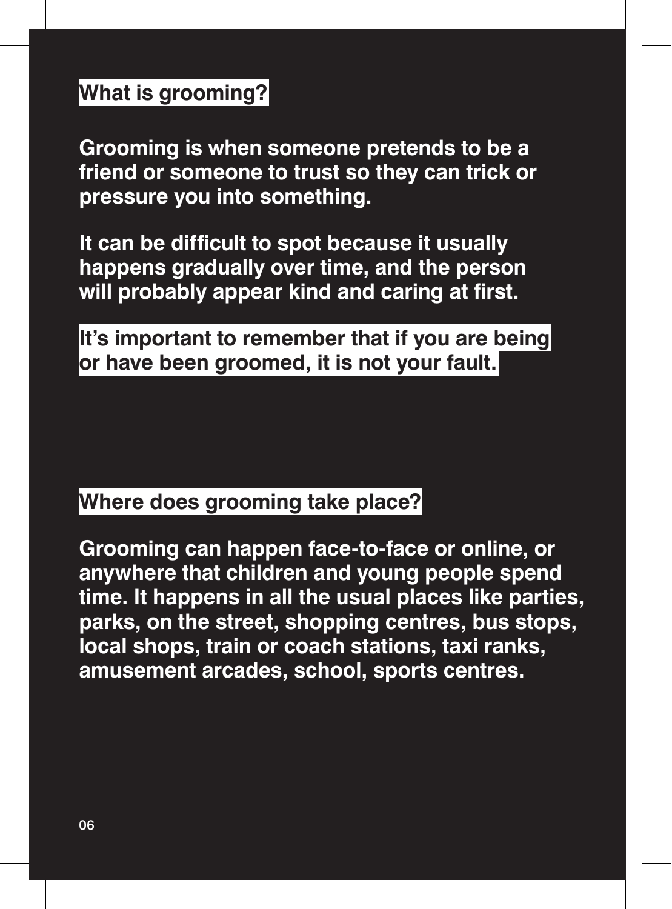## What is grooming?

Grooming is when someone pretends to be a friend or someone to trust so they can trick or pressure you into something.

It can be difficult to spot because it usually happens gradually over time, and the person will probably appear kind and caring at first.

**It's important to remember that if you are being or have been groomed, it is not your fault.**

## Where does grooming take place?

Grooming can happen face-to-face or online, or anywhere that children and young people spend time. It happens in all the usual places like parties, parks, on the street, shopping centres, bus stops, local shops, train or coach stations, taxi ranks, amusement arcades, school, sports centres.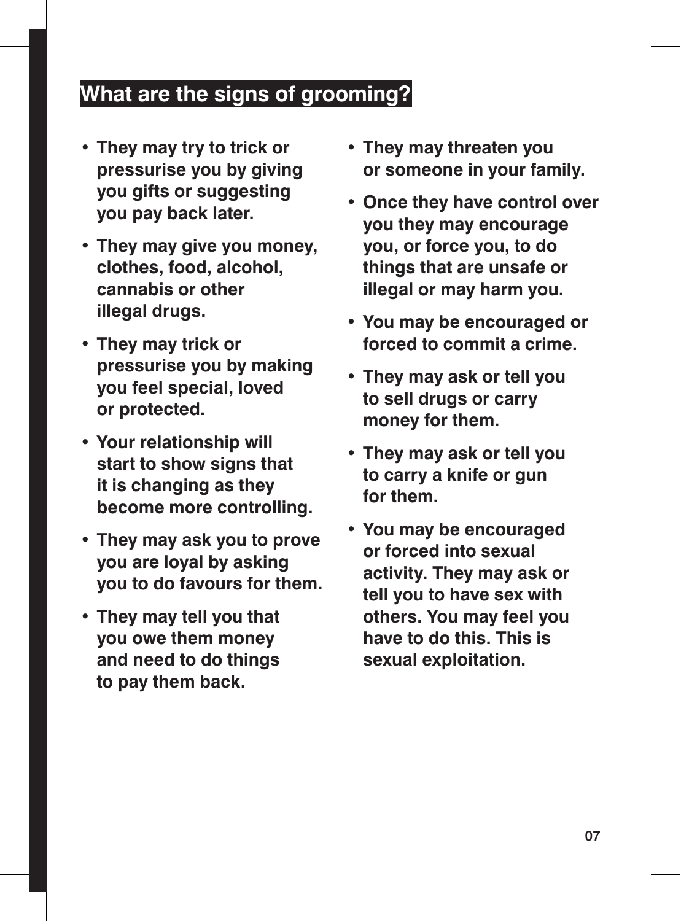## What are the signs of grooming?

- They may try to trick or pressurise you by giving you gifts or suggesting you pay back later.
- They may give you money, clothes, food, alcohol, cannabis or other illegal drugs.
- They may trick or pressurise you by making you feel special, loved or protected.
- Your relationship will start to show signs that it is changing as they become more controlling.
- They may ask you to prove you are loyal by asking you to do favours for them.
- They may tell you that you owe them money and need to do things to pay them back.
- They may threaten you or someone in your family.
- Once they have control over you they may encourage you, or force you, to do things that are unsafe or illegal or may harm you.
- You may be encouraged or forced to commit a crime.
- They may ask or tell you to sell drugs or carry money for them.
- They may ask or tell you to carry a knife or gun for them.
- You may be encouraged or forced into sexual activity. They may ask or tell you to have sex with others. You may feel you have to do this. This is sexual exploitation.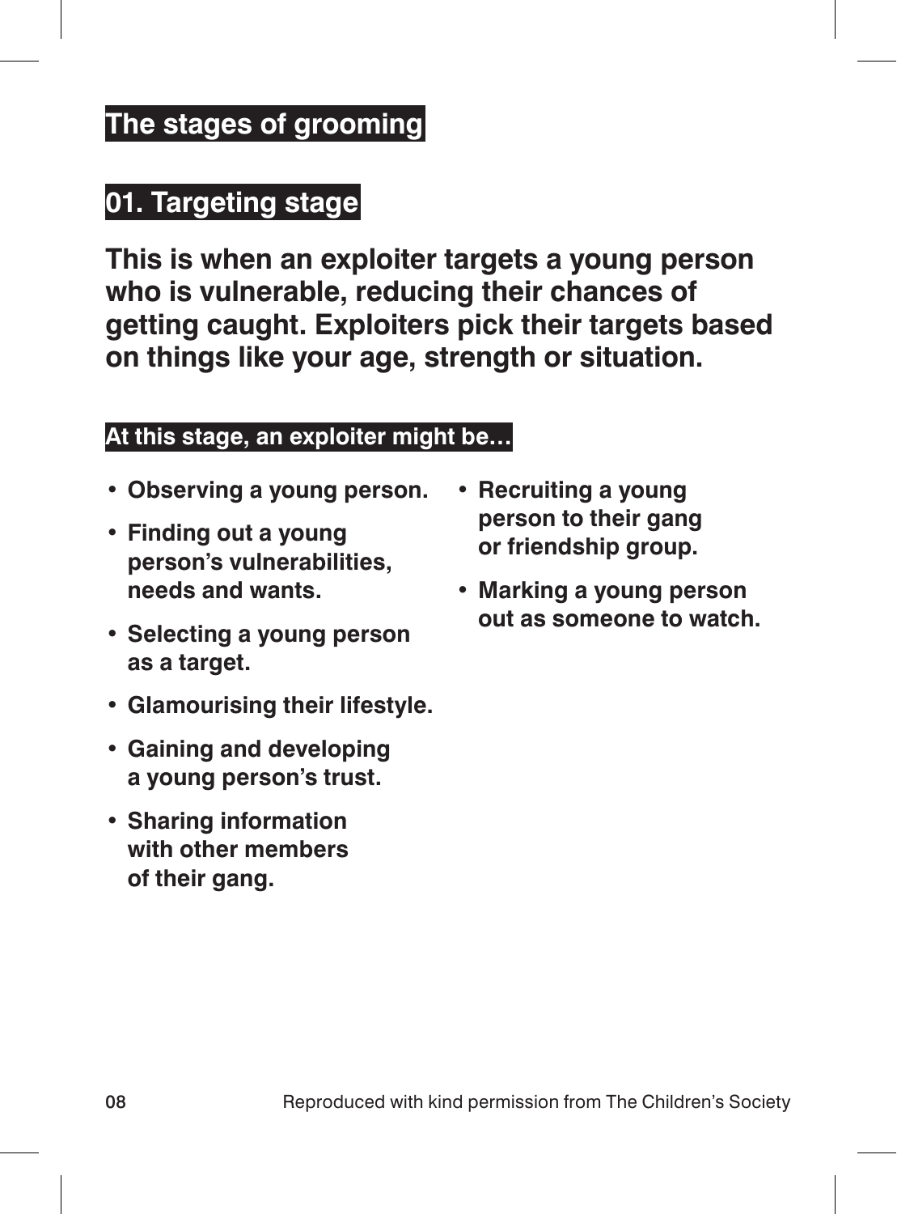## The stages of grooming

### 01. Targeting stage

**This is when an exploiter targets a young person who is vulnerable, reducing their chances of getting caught. Exploiters pick their targets based on things like your age, strength or situation.**

**At this stage, an exploiter might be…**

- **Observing a young person.**
- **Finding out a young person's vulnerabilities, needs and wants.**
- **Selecting a young person as a target.**
- **Glamourising their lifestyle.**
- **Gaining and developing a young person's trust.**
- **Sharing information with other members of their gang.**
- **Recruiting a young person to their gang or friendship group.**
- **Marking a young person out as someone to watch.**

Reproduced with kind permission from The Children's Society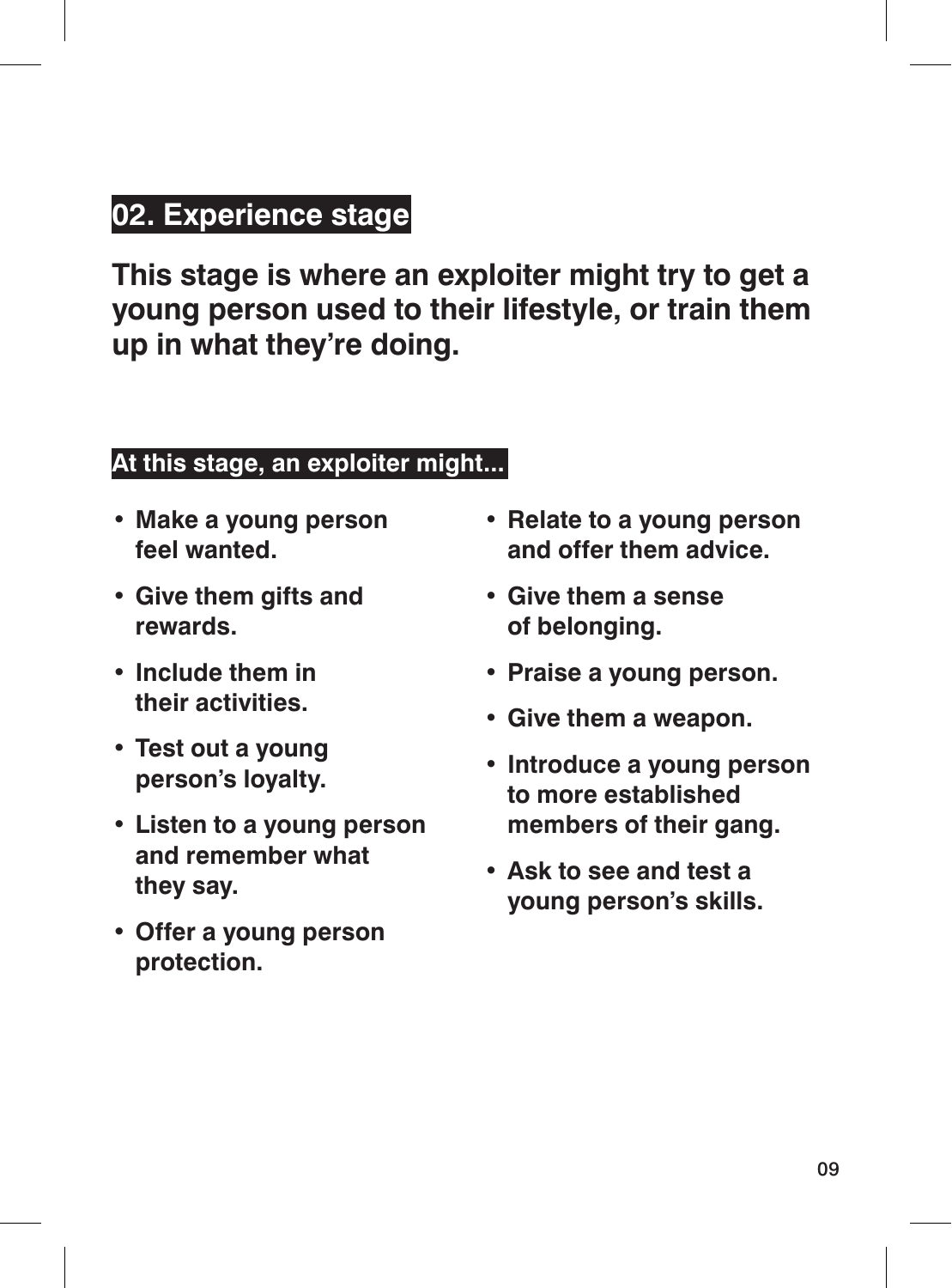## 02. Experience stage

**This stage is where an exploiter might try to get a young person used to their lifestyle, or train them up in what they're doing.**

### At this stage, an exploiter might...

- **Make a young person feel wanted.**
- **Give them gifts and rewards.**
- **Include them in their activities.**
- **Test out a young person's loyalty.**
- **Listen to a young person and remember what they say.**
- **Offer a young person protection.**
- **Relate to a young person and offer them advice.**
- **Give them a sense of belonging.**
- **Praise a young person.**
- **Give them a weapon.**
- **Introduce a young person to more established members of their gang.**
- **Ask to see and test a young person's skills.**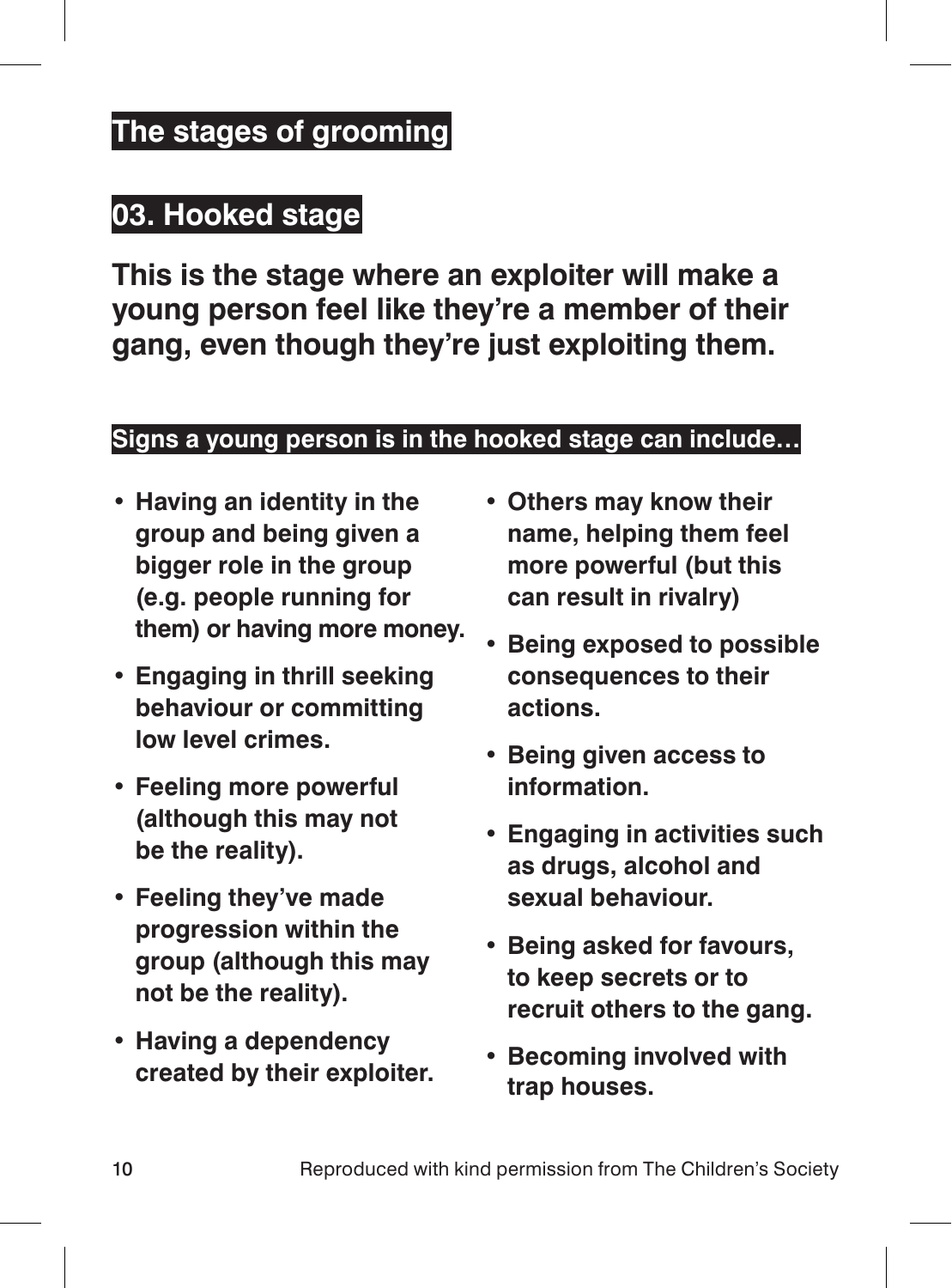# The stages of grooming

## 03. Hooked stage

**This is the stage where an exploiter will make a young person feel like they're a member of their gang, even though they're just exploiting them.**

### Signs a young person is in the hooked stage can include…

- **Having an identity in the group and being given a bigger role in the group (e.g. people running for them) or having more money.**
- **Engaging in thrill seeking behaviour or committing low level crimes.**
- **Feeling more powerful (although this may not be the reality).**
- **Feeling they've made progression within the group (although this may not be the reality).**
- **Having a dependency created by their exploiter.**
- **Others may know their name, helping them feel more powerful (but this can result in rivalry)**
- **Being exposed to possible consequences to their actions.**
- **Being given access to information.**
- **Engaging in activities such as drugs, alcohol and sexual behaviour.**
- **Being asked for favours, to keep secrets or to recruit others to the gang.**
- **Becoming involved with trap houses.**

Reproduced with kind permission from The Children's Society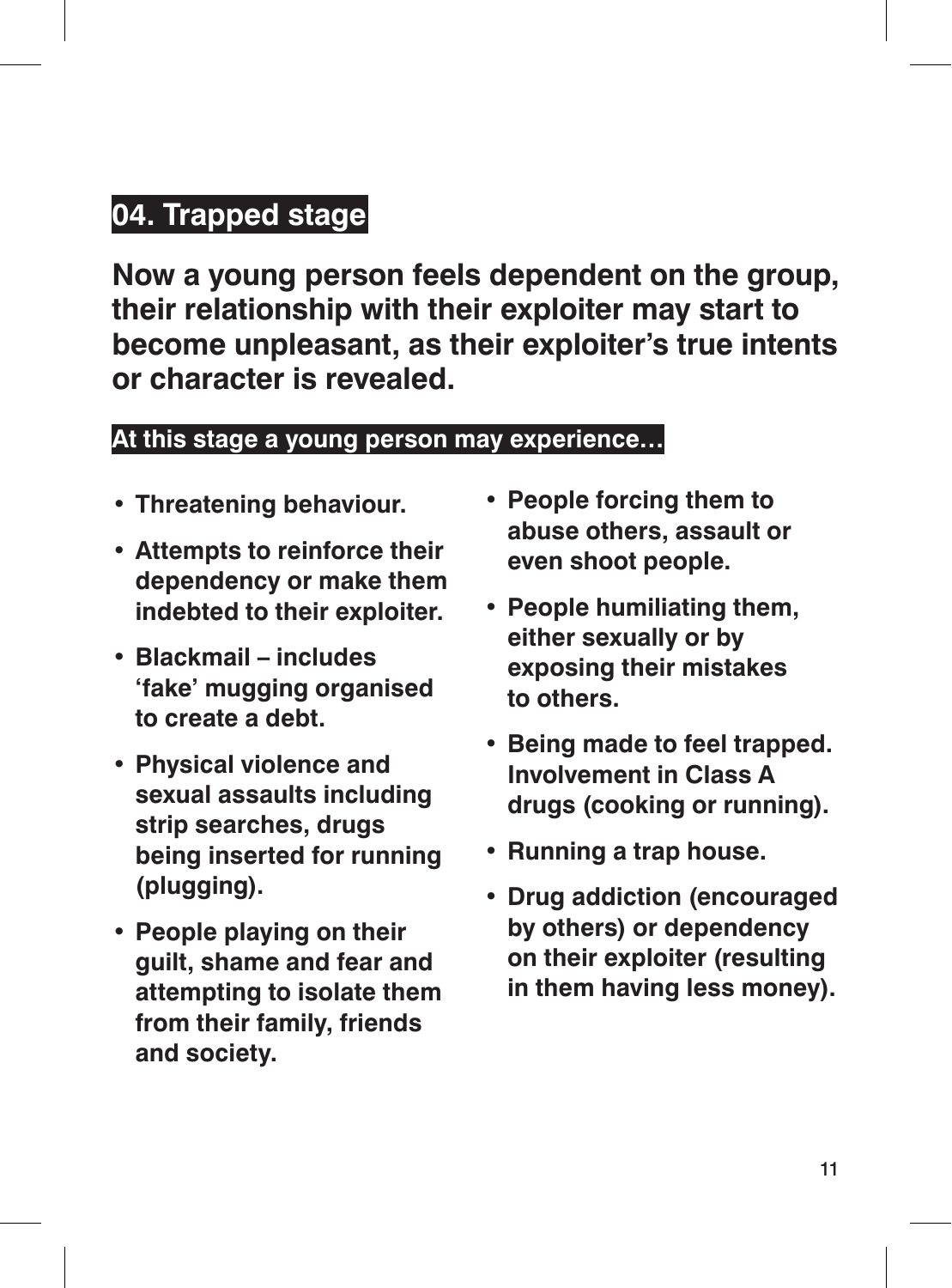## 04. Trapped stage

**Now a young person feels dependent on the group, their relationship with their exploiter may start to become unpleasant, as their exploiter's true intents or character is revealed.**

### At this stage a young person may experience…

- **Threatening behaviour.**
- **Attempts to reinforce their dependency or make them indebted to their exploiter.**
- **Blackmail – includes 'fake' mugging organised to create a debt.**
- **Physical violence and sexual assaults including strip searches, drugs being inserted for running (plugging).**
- **People playing on their guilt, shame and fear and attempting to isolate them from their family, friends and society.**
- **People forcing them to abuse others, assault or even shoot people.**
- **People humiliating them, either sexually or by exposing their mistakes to others.**
- **Being made to feel trapped. Involvement in Class A drugs (cooking or running).**
- **Running a trap house.**
- **Drug addiction (encouraged by others) or dependency on their exploiter (resulting in them having less money).**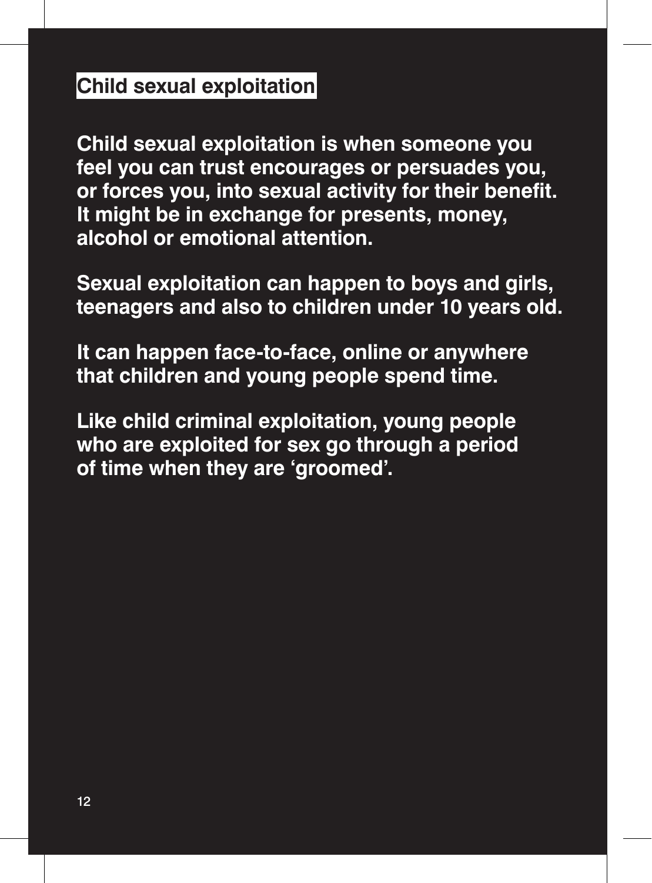## Child sexual exploitation

**Child sexual exploitation is when someone you feel you can trust encourages or persuades you, or forces you, into sexual activity for their benefit. It might be in exchange for presents, money, alcohol or emotional attention.**

**Sexual exploitation can happen to boys and girls, teenagers and also to children under 10 years old.**

**It can happen face-to-face, online or anywhere that children and young people spend time.**

**Like child criminal exploitation, young people who are exploited for sex go through a period of time when they are 'groomed'.**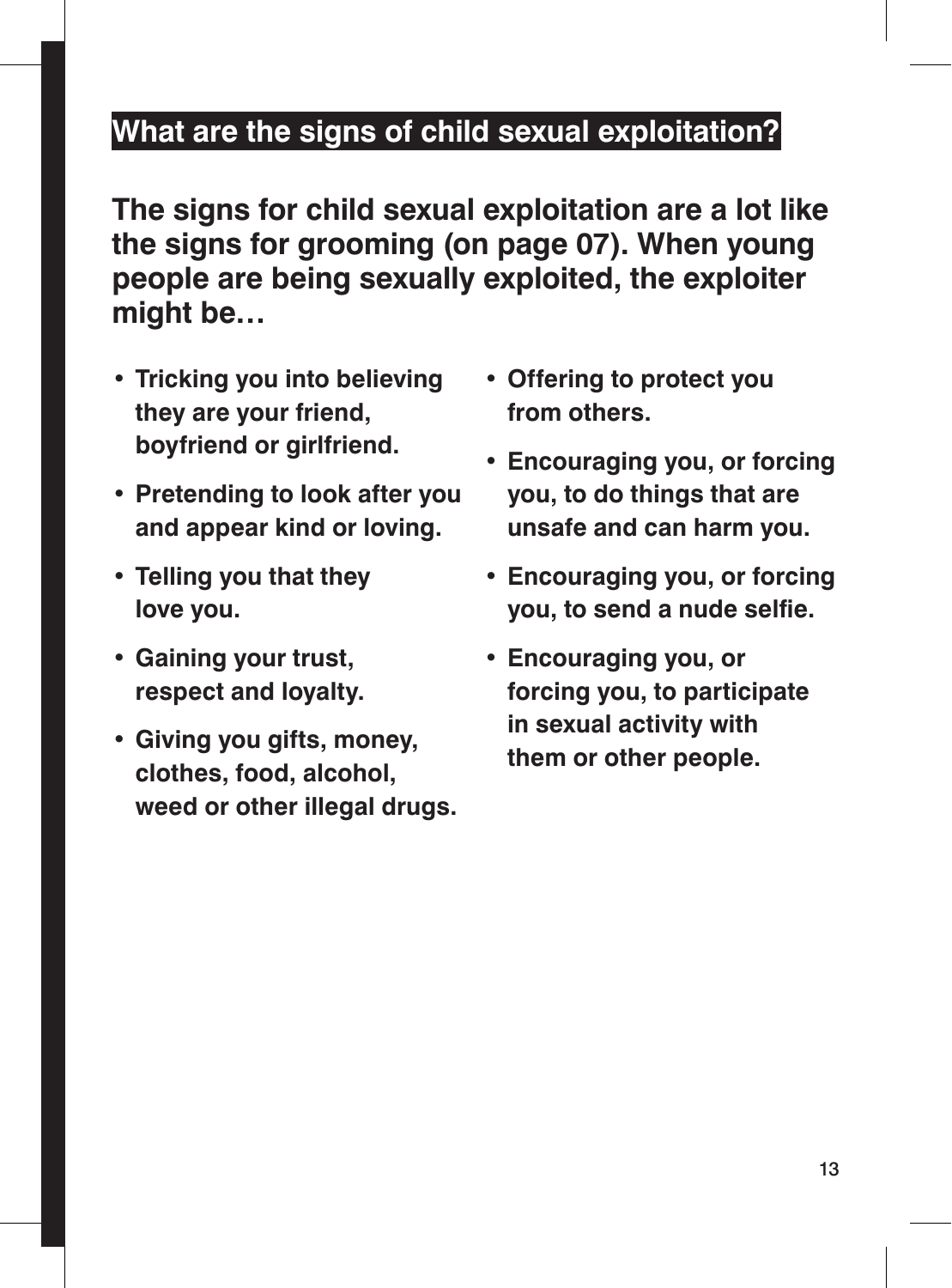## What are the signs of child sexual exploitation?

**The signs for child sexual exploitation are a lot like the signs for grooming (on page 07). When young people are being sexually exploited, the exploiter might be…**

- **Tricking you into believing they are your friend, boyfriend or girlfriend.**
- **Pretending to look after you and appear kind or loving.**
- **Telling you that they love you.**
- **Gaining your trust, respect and loyalty.**
- **Giving you gifts, money, clothes, food, alcohol, weed or other illegal drugs.**
- **Offering to protect you from others.**
- **Encouraging you, or forcing you, to do things that are unsafe and can harm you.**
- **Encouraging you, or forcing you, to send a nude selfie.**
- **Encouraging you, or forcing you, to participate in sexual activity with them or other people.**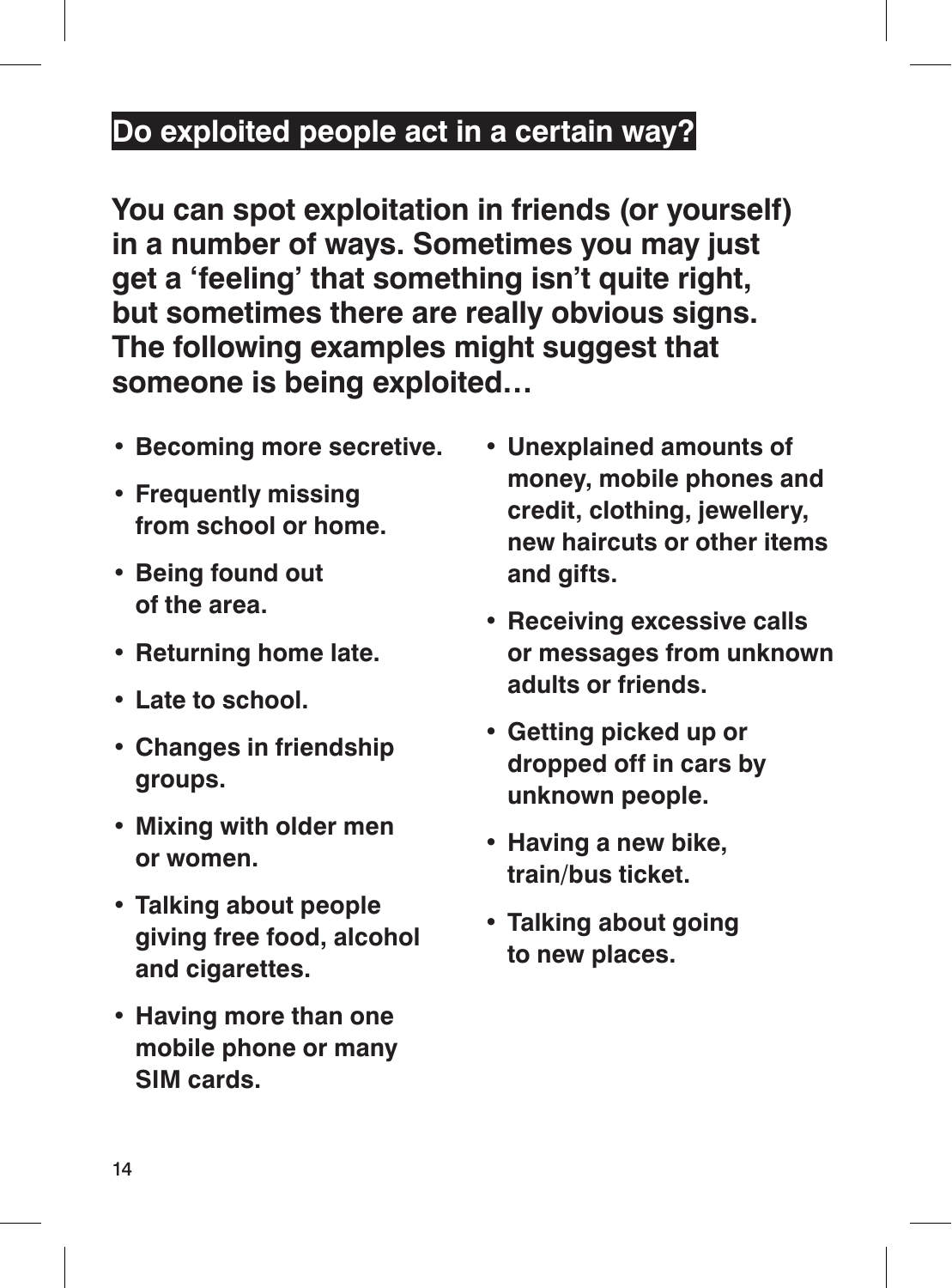## Do exploited people act in a certain way?

**You can spot exploitation in friends (or yourself) in a number of ways. Sometimes you may just get a 'feeling' that something isn't quite right, but sometimes there are really obvious signs. The following examples might suggest that someone is being exploited…**

- **Becoming more secretive.**
- **Frequently missing from school or home.**
- **Being found out of the area.**
- **Returning home late.**
- **Late to school.**
- **Changes in friendship groups.**
- **Mixing with older men or women.**
- **Talking about people giving free food, alcohol and cigarettes.**
- **Having more than one mobile phone or many SIM cards.**
- **Unexplained amounts of money, mobile phones and credit, clothing, jewellery, new haircuts or other items and gifts.**
- **Receiving excessive calls or messages from unknown adults or friends.**
- **Getting picked up or dropped off in cars by unknown people.**
- **Having a new bike, train/bus ticket.**
- **Talking about going to new places.**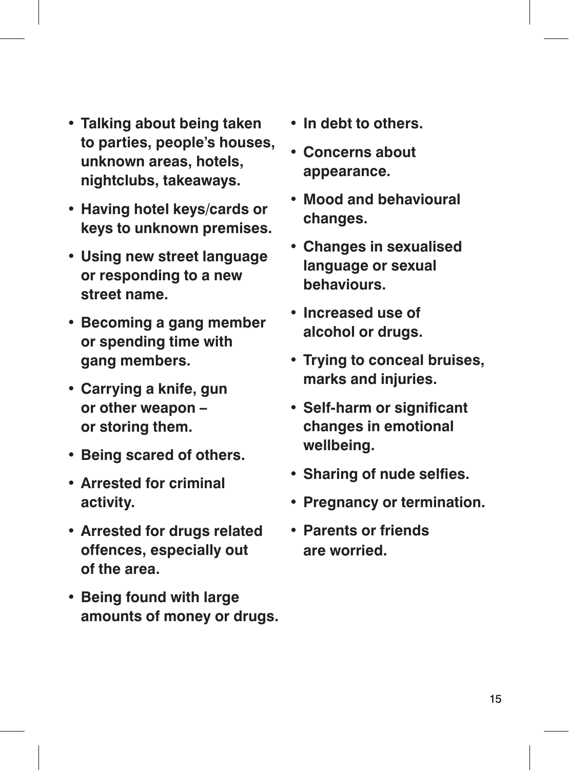- **Talking about being taken to parties, people's houses, unknown areas, hotels, nightclubs, takeaways.**
- **Having hotel keys/cards or keys to unknown premises.**
- **Using new street language or responding to a new street name.**
- **Becoming a gang member or spending time with gang members.**
- **Carrying a knife, gun or other weapon – or storing them.**
- **Being scared of others.**
- **Arrested for criminal activity.**
- **Arrested for drugs related offences, especially out of the area.**
- **Being found with large amounts of money or drugs.**
- **In debt to others.**
- **Concerns about appearance.**
- **Mood and behavioural changes.**
- **Changes in sexualised language or sexual behaviours.**
- **Increased use of alcohol or drugs.**
- **Trying to conceal bruises, marks and injuries.**
- **Self-harm or significant changes in emotional wellbeing.**
- **Sharing of nude selfies.**
- **Pregnancy or termination.**
- **Parents or friends are worried.**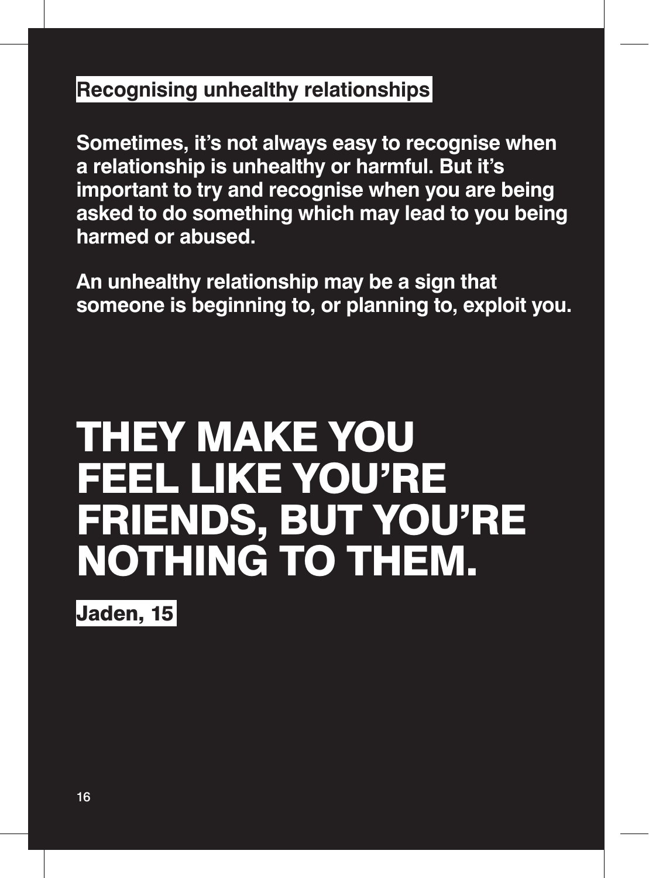## Recognising unhealthy relationships

**Sometimes, it's not always easy to recognise when a relationship is unhealthy or harmful. But it's important to try and recognise when you are being asked to do something which may lead to you being harmed or abused.**

**An unhealthy relationship may be a sign that someone is beginning to, or planning to, exploit you.**

# THEY MAKE YOU FEEL LIKE YOU'RE FRIENDS, BUT YOU'RE NOTHING TO THEM.

**Jaden, 15**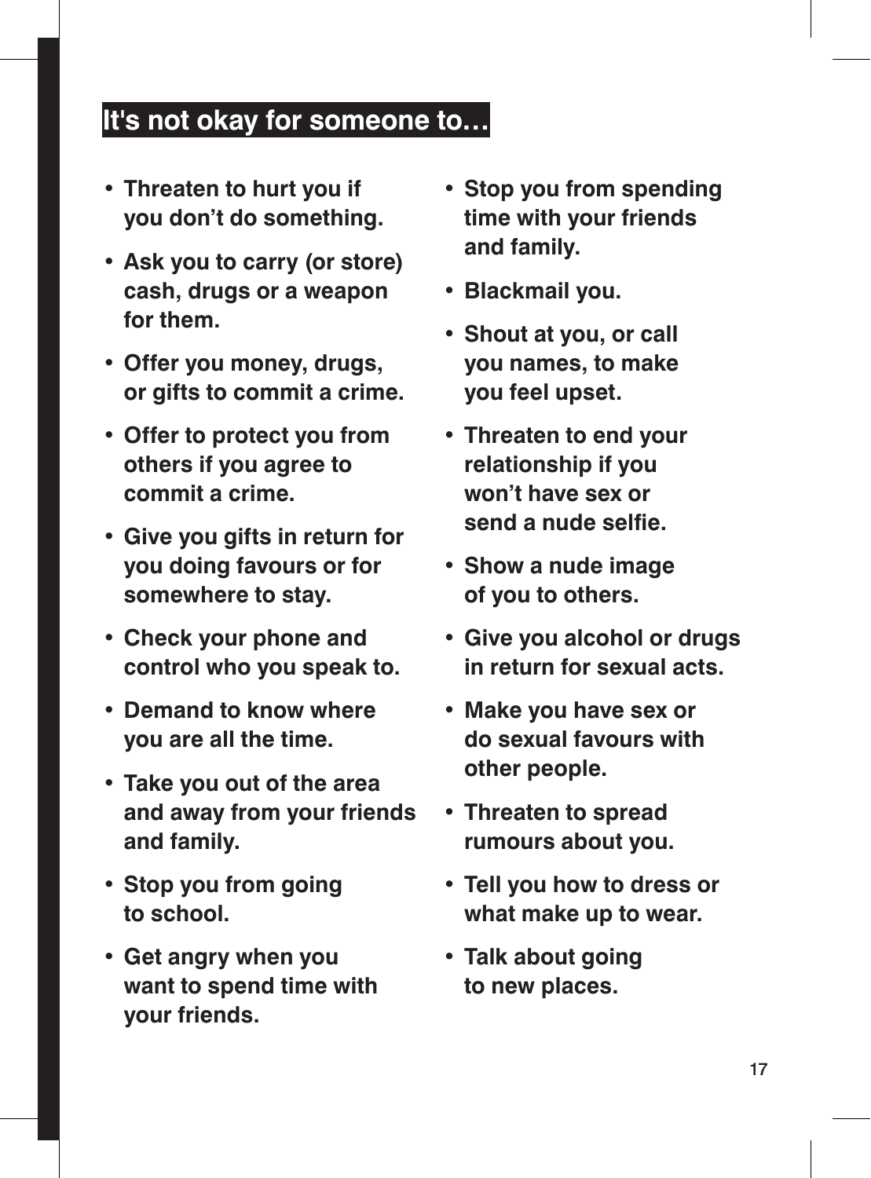## It's not okay for someone to…

- **Threaten to hurt you if you don't do something.**
- **Ask you to carry (or store) cash, drugs or a weapon for them.**
- **Offer you money, drugs, or gifts to commit a crime.**
- **Offer to protect you from others if you agree to commit a crime.**
- **Give you gifts in return for you doing favours or for somewhere to stay.**
- **Check your phone and control who you speak to.**
- **Demand to know where you are all the time.**
- **Take you out of the area and away from your friends and family.**
- **Stop you from going to school.**
- **Get angry when you want to spend time with your friends.**
- **Stop you from spending time with your friends and family.**
- **Blackmail you.**
- **Shout at you, or call you names, to make you feel upset.**
- **Threaten to end your relationship if you won't have sex or send a nude selfie.**
- **Show a nude image of you to others.**
- **Give you alcohol or drugs in return for sexual acts.**
- **Make you have sex or do sexual favours with other people.**
- **Threaten to spread rumours about you.**
- **Tell you how to dress or what make up to wear.**
- **Talk about going to new places.**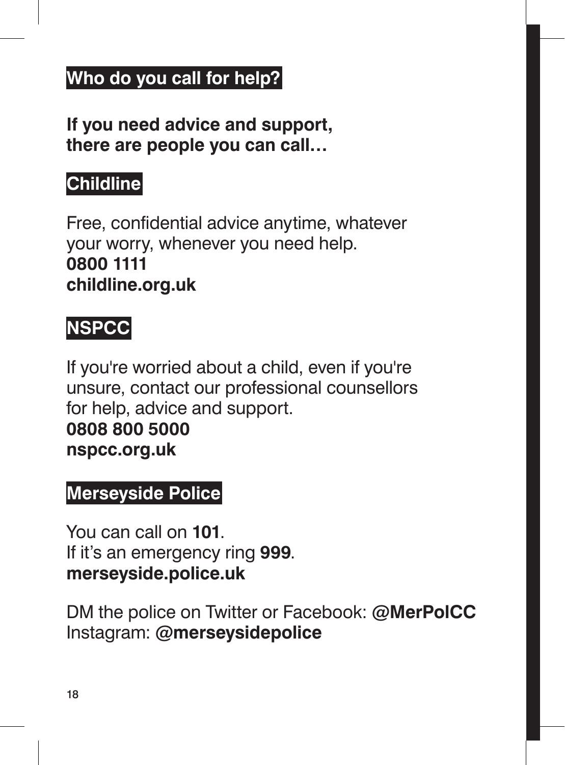## Who do you call for help?

**If you need advice and support, there are people you can call…**

### Childline

Free, confidential advice anytime, whatever your worry, whenever you need help.
**0800 1111**
**childline.org.uk**

### NSPCC

If you're worried about a child, even if you're unsure, contact our professional counsellors for help, advice and support.
**0808 800 5000**
**nspcc.org.uk**

### Merseyside Police

You can call on **101**.
If it's an emergency ring **999**.
**merseyside.police.uk**

DM the police on Twitter or Facebook: **@MerPolCC**
Instagram: **@merseysidepolice**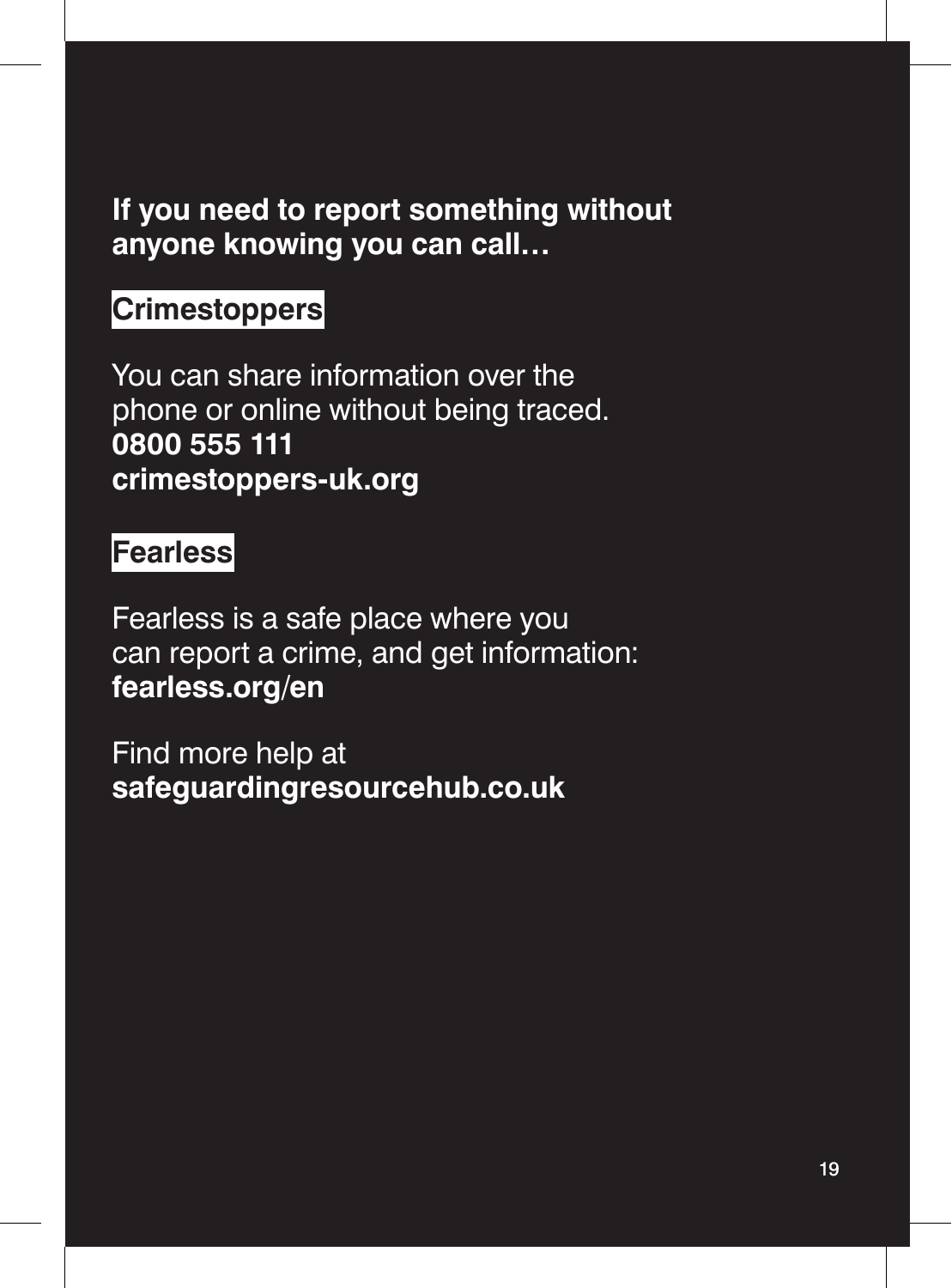**If you need to report something without anyone knowing you can call…**

## Crimestoppers

You can share information over the phone or online without being traced.
**0800 555 111**
**crimestoppers-uk.org**

## Fearless

Fearless is a safe place where you can report a crime, and get information:
**fearless.org/en**

Find more help at
**safeguardingresourcehub.co.uk**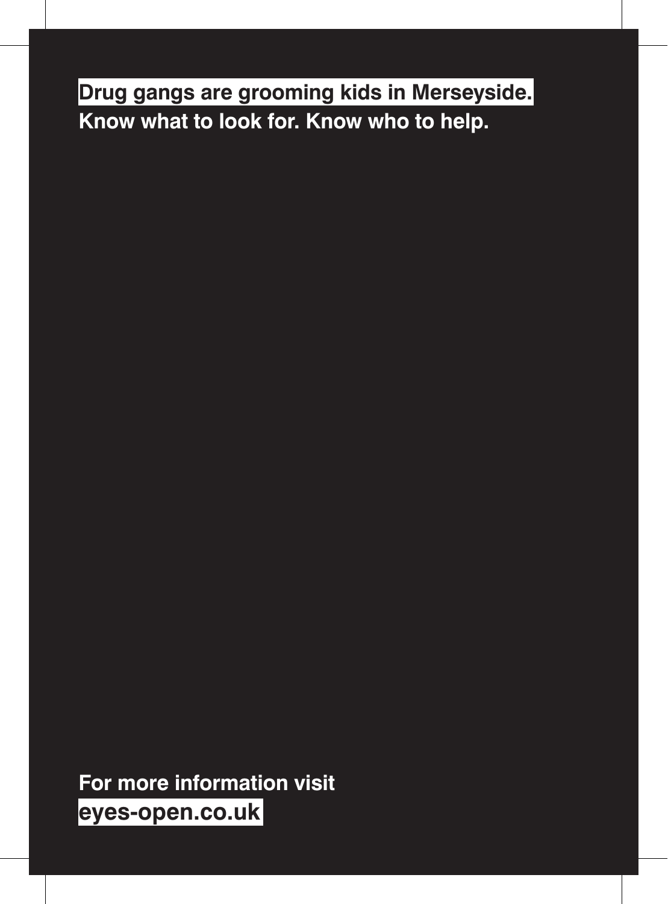**Drug gangs are grooming kids in Merseyside.**
**Know what to look for. Know who to help.**

**For more information visit**
**eyes-open.co.uk**